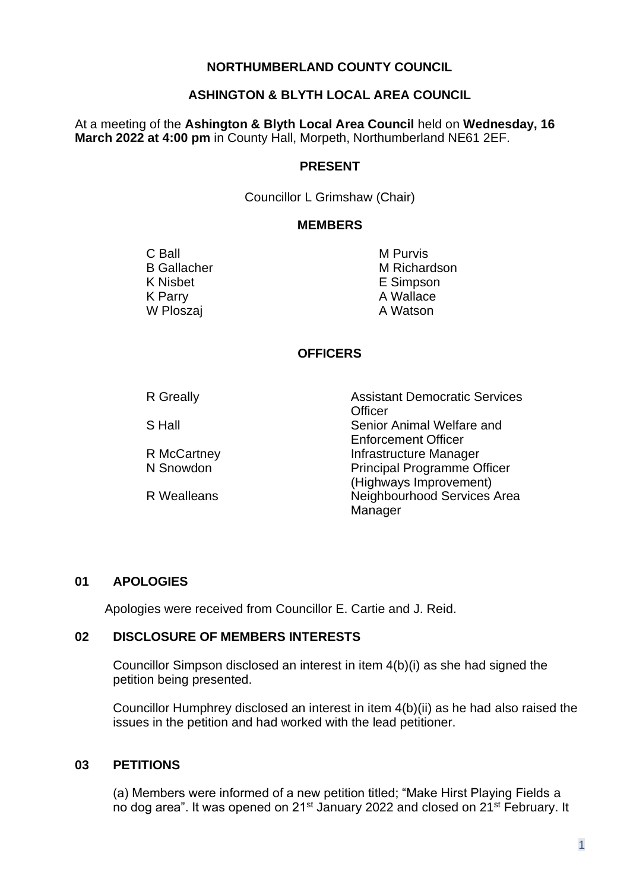# NORTHUMBERLAND COUNTY COUNCIL

## ASHINGTON & BLYTH LOCAL AREA COUNCIL

At a meeting of the **Ashington & Blyth Local Area Council** held on **Wednesday, 16 March 2022 at 4:00 pm** in County Hall, Morpeth, Northumberland NE61 2EF.

### PRESENT

Councillor L Grimshaw (Chair)

### MEMBERS

| | |
|---|---|
| C Ball | M Purvis |
| B Gallacher | M Richardson |
| K Nisbet | E Simpson |
| K Parry | A Wallace |
| W Ploszaj | A Watson |

### OFFICERS

| | |
|---|---|
| R Greally | Assistant Democratic Services Officer |
| S Hall | Senior Animal Welfare and Enforcement Officer |
| R McCartney | Infrastructure Manager |
| N Snowdon | Principal Programme Officer (Highways Improvement) |
| R Wealleans | Neighbourhood Services Area Manager |

### 01 APOLOGIES

Apologies were received from Councillor E. Cartie and J. Reid.

### 02 DISCLOSURE OF MEMBERS INTERESTS

Councillor Simpson disclosed an interest in item 4(b)(i) as she had signed the petition being presented.

Councillor Humphrey disclosed an interest in item 4(b)(ii) as he had also raised the issues in the petition and had worked with the lead petitioner.

### 03 PETITIONS

(a) Members were informed of a new petition titled; "Make Hirst Playing Fields a no dog area". It was opened on 21st January 2022 and closed on 21st February. It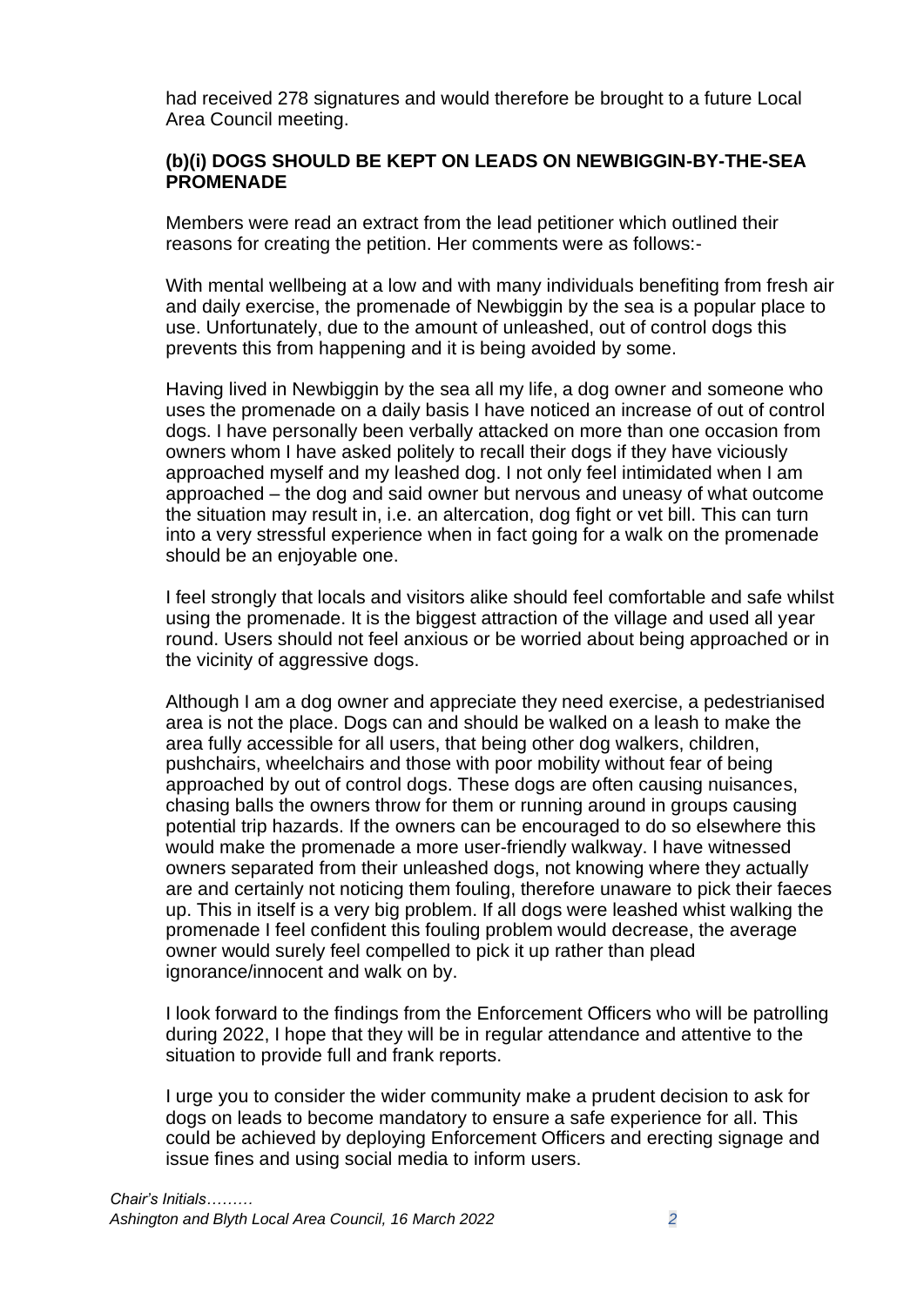had received 278 signatures and would therefore be brought to a future Local Area Council meeting.

**(b)(i) DOGS SHOULD BE KEPT ON LEADS ON NEWBIGGIN-BY-THE-SEA PROMENADE**

Members were read an extract from the lead petitioner which outlined their reasons for creating the petition. Her comments were as follows:-

With mental wellbeing at a low and with many individuals benefiting from fresh air and daily exercise, the promenade of Newbiggin by the sea is a popular place to use. Unfortunately, due to the amount of unleashed, out of control dogs this prevents this from happening and it is being avoided by some.

Having lived in Newbiggin by the sea all my life, a dog owner and someone who uses the promenade on a daily basis I have noticed an increase of out of control dogs. I have personally been verbally attacked on more than one occasion from owners whom I have asked politely to recall their dogs if they have viciously approached myself and my leashed dog. I not only feel intimidated when I am approached – the dog and said owner but nervous and uneasy of what outcome the situation may result in, i.e. an altercation, dog fight or vet bill. This can turn into a very stressful experience when in fact going for a walk on the promenade should be an enjoyable one.

I feel strongly that locals and visitors alike should feel comfortable and safe whilst using the promenade. It is the biggest attraction of the village and used all year round. Users should not feel anxious or be worried about being approached or in the vicinity of aggressive dogs.

Although I am a dog owner and appreciate they need exercise, a pedestrianised area is not the place. Dogs can and should be walked on a leash to make the area fully accessible for all users, that being other dog walkers, children, pushchairs, wheelchairs and those with poor mobility without fear of being approached by out of control dogs. These dogs are often causing nuisances, chasing balls the owners throw for them or running around in groups causing potential trip hazards. If the owners can be encouraged to do so elsewhere this would make the promenade a more user-friendly walkway. I have witnessed owners separated from their unleashed dogs, not knowing where they actually are and certainly not noticing them fouling, therefore unaware to pick their faeces up. This in itself is a very big problem. If all dogs were leashed whist walking the promenade I feel confident this fouling problem would decrease, the average owner would surely feel compelled to pick it up rather than plead ignorance/innocent and walk on by.

I look forward to the findings from the Enforcement Officers who will be patrolling during 2022, I hope that they will be in regular attendance and attentive to the situation to provide full and frank reports.

I urge you to consider the wider community make a prudent decision to ask for dogs on leads to become mandatory to ensure a safe experience for all. This could be achieved by deploying Enforcement Officers and erecting signage and issue fines and using social media to inform users.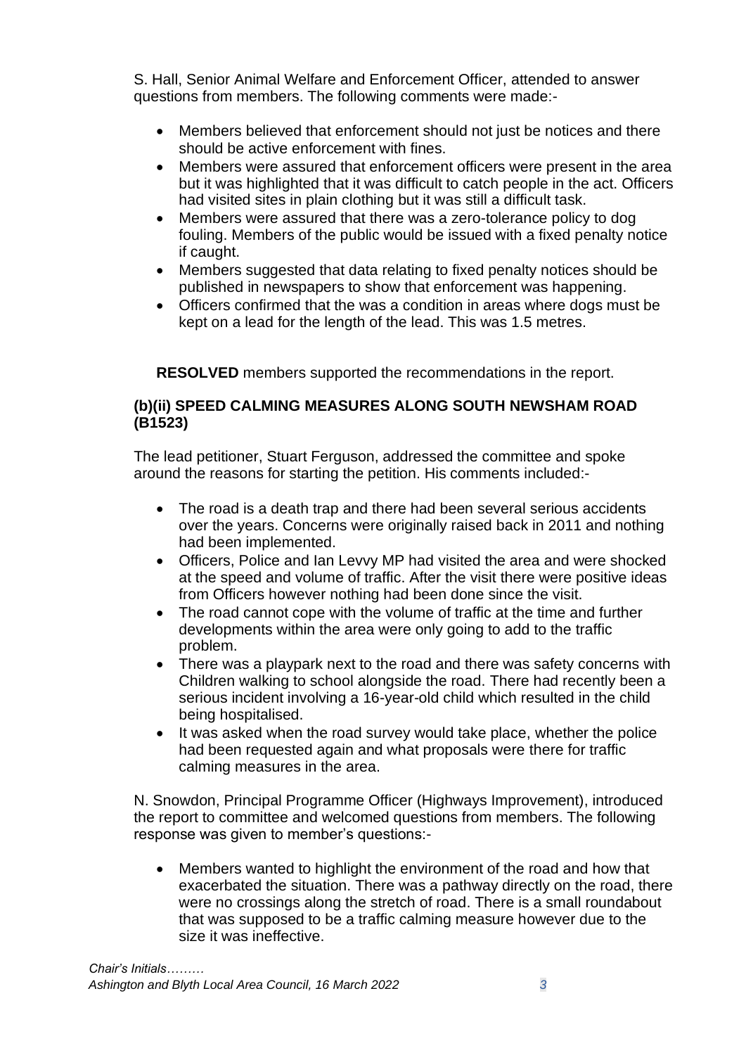S. Hall, Senior Animal Welfare and Enforcement Officer, attended to answer questions from members. The following comments were made:-

- Members believed that enforcement should not just be notices and there should be active enforcement with fines.
- Members were assured that enforcement officers were present in the area but it was highlighted that it was difficult to catch people in the act. Officers had visited sites in plain clothing but it was still a difficult task.
- Members were assured that there was a zero-tolerance policy to dog fouling. Members of the public would be issued with a fixed penalty notice if caught.
- Members suggested that data relating to fixed penalty notices should be published in newspapers to show that enforcement was happening.
- Officers confirmed that the was a condition in areas where dogs must be kept on a lead for the length of the lead. This was 1.5 metres.

**RESOLVED** members supported the recommendations in the report.

### (b)(ii) SPEED CALMING MEASURES ALONG SOUTH NEWSHAM ROAD (B1523)

The lead petitioner, Stuart Ferguson, addressed the committee and spoke around the reasons for starting the petition. His comments included:-

- The road is a death trap and there had been several serious accidents over the years. Concerns were originally raised back in 2011 and nothing had been implemented.
- Officers, Police and Ian Levvy MP had visited the area and were shocked at the speed and volume of traffic. After the visit there were positive ideas from Officers however nothing had been done since the visit.
- The road cannot cope with the volume of traffic at the time and further developments within the area were only going to add to the traffic problem.
- There was a playpark next to the road and there was safety concerns with Children walking to school alongside the road. There had recently been a serious incident involving a 16-year-old child which resulted in the child being hospitalised.
- It was asked when the road survey would take place, whether the police had been requested again and what proposals were there for traffic calming measures in the area.

N. Snowdon, Principal Programme Officer (Highways Improvement), introduced the report to committee and welcomed questions from members. The following response was given to member's questions:-

- Members wanted to highlight the environment of the road and how that exacerbated the situation. There was a pathway directly on the road, there were no crossings along the stretch of road. There is a small roundabout that was supposed to be a traffic calming measure however due to the size it was ineffective.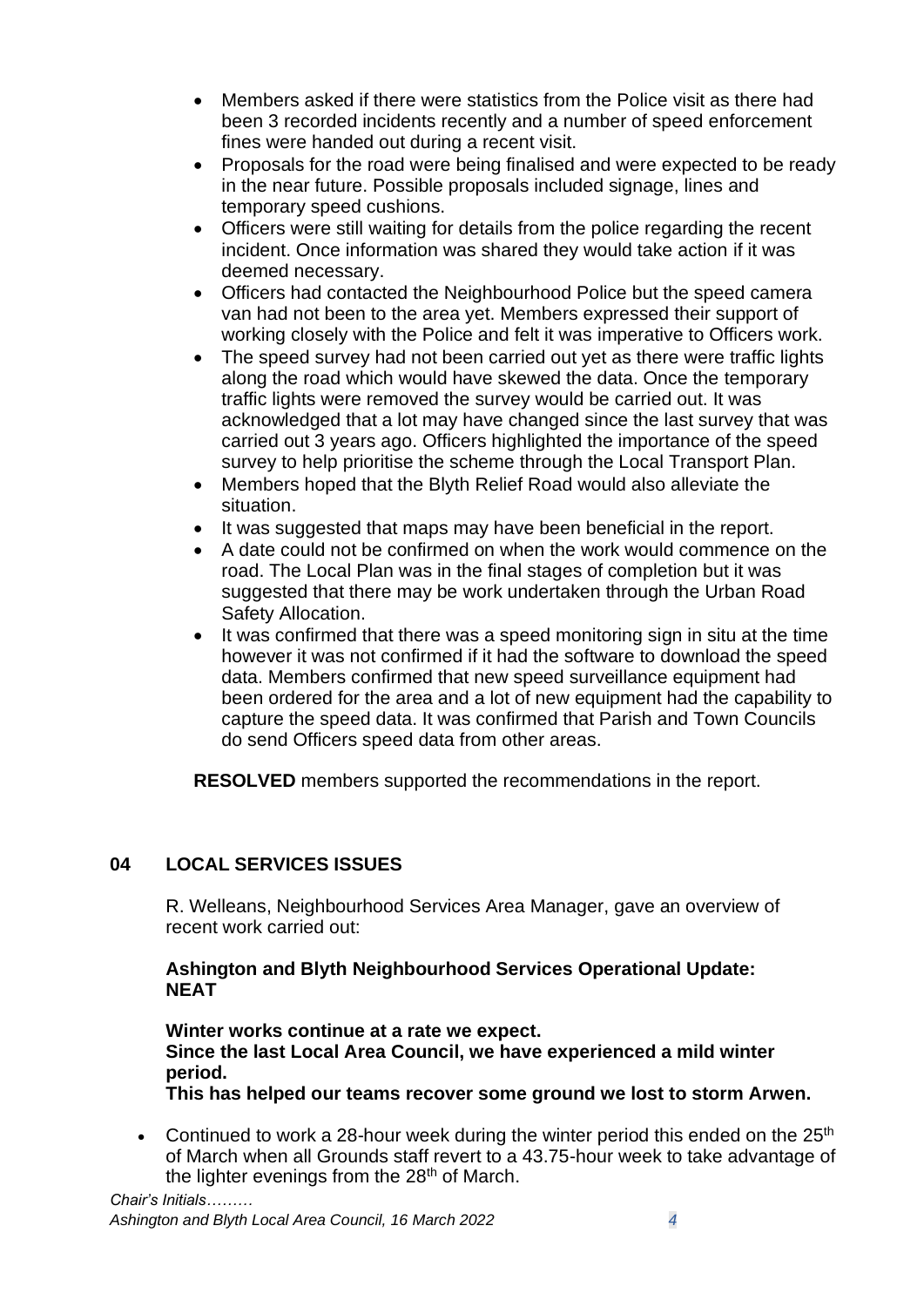- Members asked if there were statistics from the Police visit as there had been 3 recorded incidents recently and a number of speed enforcement fines were handed out during a recent visit.
- Proposals for the road were being finalised and were expected to be ready in the near future. Possible proposals included signage, lines and temporary speed cushions.
- Officers were still waiting for details from the police regarding the recent incident. Once information was shared they would take action if it was deemed necessary.
- Officers had contacted the Neighbourhood Police but the speed camera van had not been to the area yet. Members expressed their support of working closely with the Police and felt it was imperative to Officers work.
- The speed survey had not been carried out yet as there were traffic lights along the road which would have skewed the data. Once the temporary traffic lights were removed the survey would be carried out. It was acknowledged that a lot may have changed since the last survey that was carried out 3 years ago. Officers highlighted the importance of the speed survey to help prioritise the scheme through the Local Transport Plan.
- Members hoped that the Blyth Relief Road would also alleviate the situation.
- It was suggested that maps may have been beneficial in the report.
- A date could not be confirmed on when the work would commence on the road. The Local Plan was in the final stages of completion but it was suggested that there may be work undertaken through the Urban Road Safety Allocation.
- It was confirmed that there was a speed monitoring sign in situ at the time however it was not confirmed if it had the software to download the speed data. Members confirmed that new speed surveillance equipment had been ordered for the area and a lot of new equipment had the capability to capture the speed data. It was confirmed that Parish and Town Councils do send Officers speed data from other areas.

**RESOLVED** members supported the recommendations in the report.

## 04 LOCAL SERVICES ISSUES

R. Welleans, Neighbourhood Services Area Manager, gave an overview of recent work carried out:

**Ashington and Blyth Neighbourhood Services Operational Update: NEAT**

**Winter works continue at a rate we expect.**
**Since the last Local Area Council, we have experienced a mild winter period.**
**This has helped our teams recover some ground we lost to storm Arwen.**

- Continued to work a 28-hour week during the winter period this ended on the 25th of March when all Grounds staff revert to a 43.75-hour week to take advantage of the lighter evenings from the 28th of March.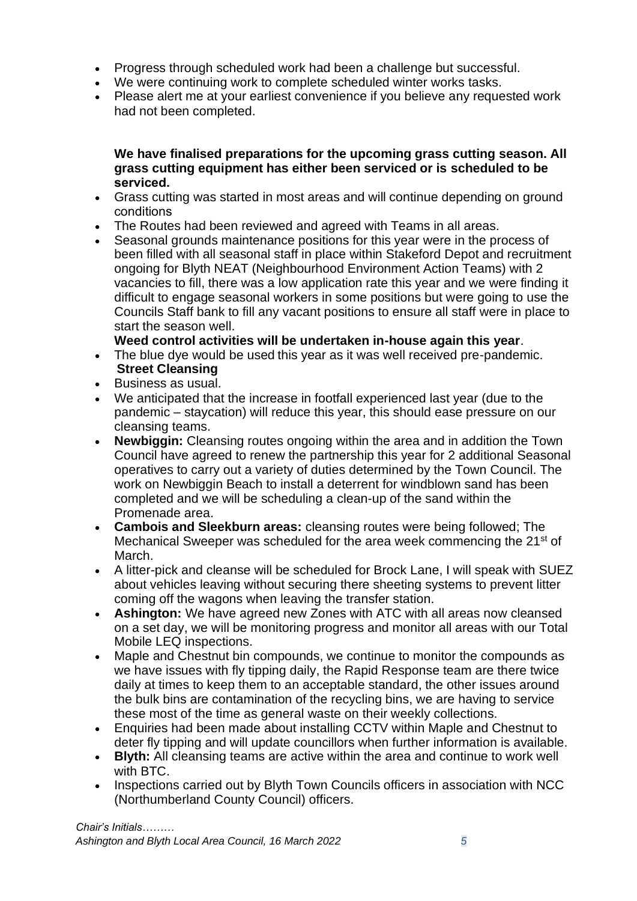- Progress through scheduled work had been a challenge but successful.
- We were continuing work to complete scheduled winter works tasks.
- Please alert me at your earliest convenience if you believe any requested work had not been completed.

**We have finalised preparations for the upcoming grass cutting season. All grass cutting equipment has either been serviced or is scheduled to be serviced.**

- Grass cutting was started in most areas and will continue depending on ground conditions
- The Routes had been reviewed and agreed with Teams in all areas.
- Seasonal grounds maintenance positions for this year were in the process of been filled with all seasonal staff in place within Stakeford Depot and recruitment ongoing for Blyth NEAT (Neighbourhood Environment Action Teams) with 2 vacancies to fill, there was a low application rate this year and we were finding it difficult to engage seasonal workers in some positions but were going to use the Councils Staff bank to fill any vacant positions to ensure all staff were in place to start the season well.

**Weed control activities will be undertaken in-house again this year**.

- The blue dye would be used this year as it was well received pre-pandemic.

**Street Cleansing**

- Business as usual.
- We anticipated that the increase in footfall experienced last year (due to the pandemic – staycation) will reduce this year, this should ease pressure on our cleansing teams.
- **Newbiggin:** Cleansing routes ongoing within the area and in addition the Town Council have agreed to renew the partnership this year for 2 additional Seasonal operatives to carry out a variety of duties determined by the Town Council. The work on Newbiggin Beach to install a deterrent for windblown sand has been completed and we will be scheduling a clean-up of the sand within the Promenade area.
- **Cambois and Sleekburn areas:** cleansing routes were being followed; The Mechanical Sweeper was scheduled for the area week commencing the 21st of March.
- A litter-pick and cleanse will be scheduled for Brock Lane, I will speak with SUEZ about vehicles leaving without securing there sheeting systems to prevent litter coming off the wagons when leaving the transfer station.
- **Ashington:** We have agreed new Zones with ATC with all areas now cleansed on a set day, we will be monitoring progress and monitor all areas with our Total Mobile LEQ inspections.
- Maple and Chestnut bin compounds, we continue to monitor the compounds as we have issues with fly tipping daily, the Rapid Response team are there twice daily at times to keep them to an acceptable standard, the other issues around the bulk bins are contamination of the recycling bins, we are having to service these most of the time as general waste on their weekly collections.
- Enquiries had been made about installing CCTV within Maple and Chestnut to deter fly tipping and will update councillors when further information is available.
- **Blyth:** All cleansing teams are active within the area and continue to work well with BTC.
- Inspections carried out by Blyth Town Councils officers in association with NCC (Northumberland County Council) officers.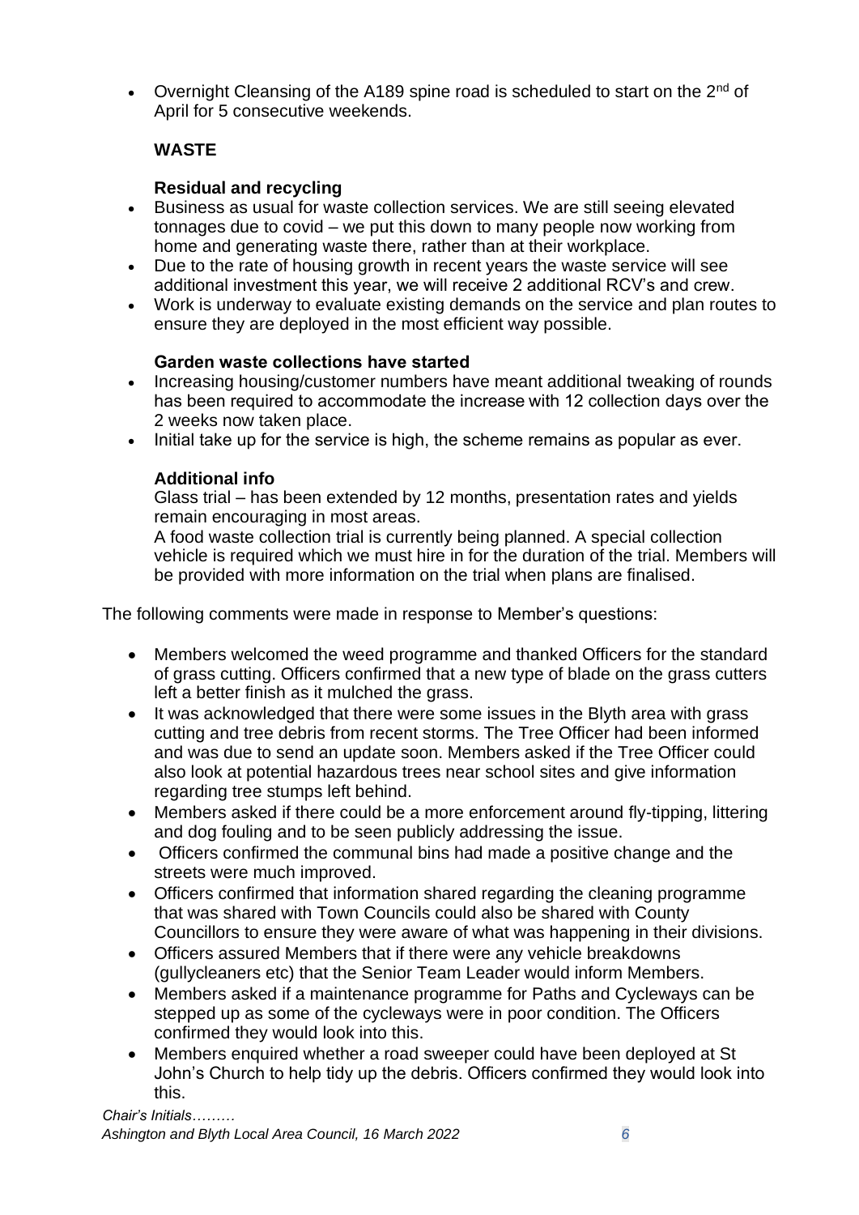- Overnight Cleansing of the A189 spine road is scheduled to start on the 2nd of April for 5 consecutive weekends.

**WASTE**

**Residual and recycling**

- Business as usual for waste collection services. We are still seeing elevated tonnages due to covid – we put this down to many people now working from home and generating waste there, rather than at their workplace.
- Due to the rate of housing growth in recent years the waste service will see additional investment this year, we will receive 2 additional RCV's and crew.
- Work is underway to evaluate existing demands on the service and plan routes to ensure they are deployed in the most efficient way possible.

**Garden waste collections have started**

- Increasing housing/customer numbers have meant additional tweaking of rounds has been required to accommodate the increase with 12 collection days over the 2 weeks now taken place.
- Initial take up for the service is high, the scheme remains as popular as ever.

**Additional info**

Glass trial – has been extended by 12 months, presentation rates and yields remain encouraging in most areas.

A food waste collection trial is currently being planned. A special collection vehicle is required which we must hire in for the duration of the trial. Members will be provided with more information on the trial when plans are finalised.

The following comments were made in response to Member's questions:

- Members welcomed the weed programme and thanked Officers for the standard of grass cutting. Officers confirmed that a new type of blade on the grass cutters left a better finish as it mulched the grass.
- It was acknowledged that there were some issues in the Blyth area with grass cutting and tree debris from recent storms. The Tree Officer had been informed and was due to send an update soon. Members asked if the Tree Officer could also look at potential hazardous trees near school sites and give information regarding tree stumps left behind.
- Members asked if there could be a more enforcement around fly-tipping, littering and dog fouling and to be seen publicly addressing the issue.
- Officers confirmed the communal bins had made a positive change and the streets were much improved.
- Officers confirmed that information shared regarding the cleaning programme that was shared with Town Councils could also be shared with County Councillors to ensure they were aware of what was happening in their divisions.
- Officers assured Members that if there were any vehicle breakdowns (gullycleaners etc) that the Senior Team Leader would inform Members.
- Members asked if a maintenance programme for Paths and Cycleways can be stepped up as some of the cycleways were in poor condition. The Officers confirmed they would look into this.
- Members enquired whether a road sweeper could have been deployed at St John's Church to help tidy up the debris. Officers confirmed they would look into this.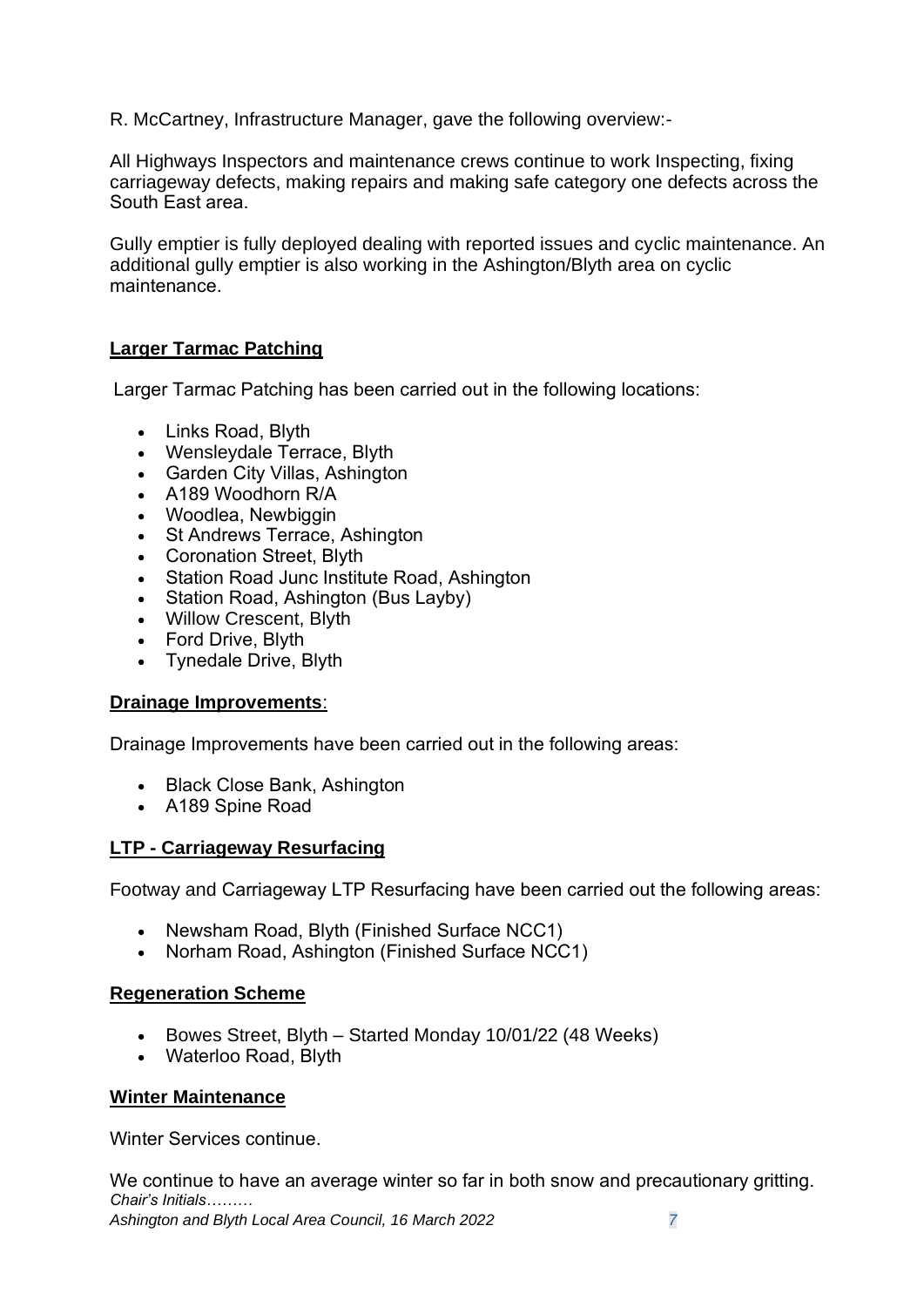R. McCartney, Infrastructure Manager, gave the following overview:-

All Highways Inspectors and maintenance crews continue to work Inspecting, fixing carriageway defects, making repairs and making safe category one defects across the South East area.

Gully emptier is fully deployed dealing with reported issues and cyclic maintenance. An additional gully emptier is also working in the Ashington/Blyth area on cyclic maintenance.

**Larger Tarmac Patching**

Larger Tarmac Patching has been carried out in the following locations:

- Links Road, Blyth
- Wensleydale Terrace, Blyth
- Garden City Villas, Ashington
- A189 Woodhorn R/A
- Woodlea, Newbiggin
- St Andrews Terrace, Ashington
- Coronation Street, Blyth
- Station Road Junc Institute Road, Ashington
- Station Road, Ashington (Bus Layby)
- Willow Crescent, Blyth
- Ford Drive, Blyth
- Tynedale Drive, Blyth

**Drainage Improvements**:

Drainage Improvements have been carried out in the following areas:

- Black Close Bank, Ashington
- A189 Spine Road

**LTP - Carriageway Resurfacing**

Footway and Carriageway LTP Resurfacing have been carried out the following areas:

- Newsham Road, Blyth (Finished Surface NCC1)
- Norham Road, Ashington (Finished Surface NCC1)

**Regeneration Scheme**

- Bowes Street, Blyth – Started Monday 10/01/22 (48 Weeks)
- Waterloo Road, Blyth

**Winter Maintenance**

Winter Services continue.

We continue to have an average winter so far in both snow and precautionary gritting.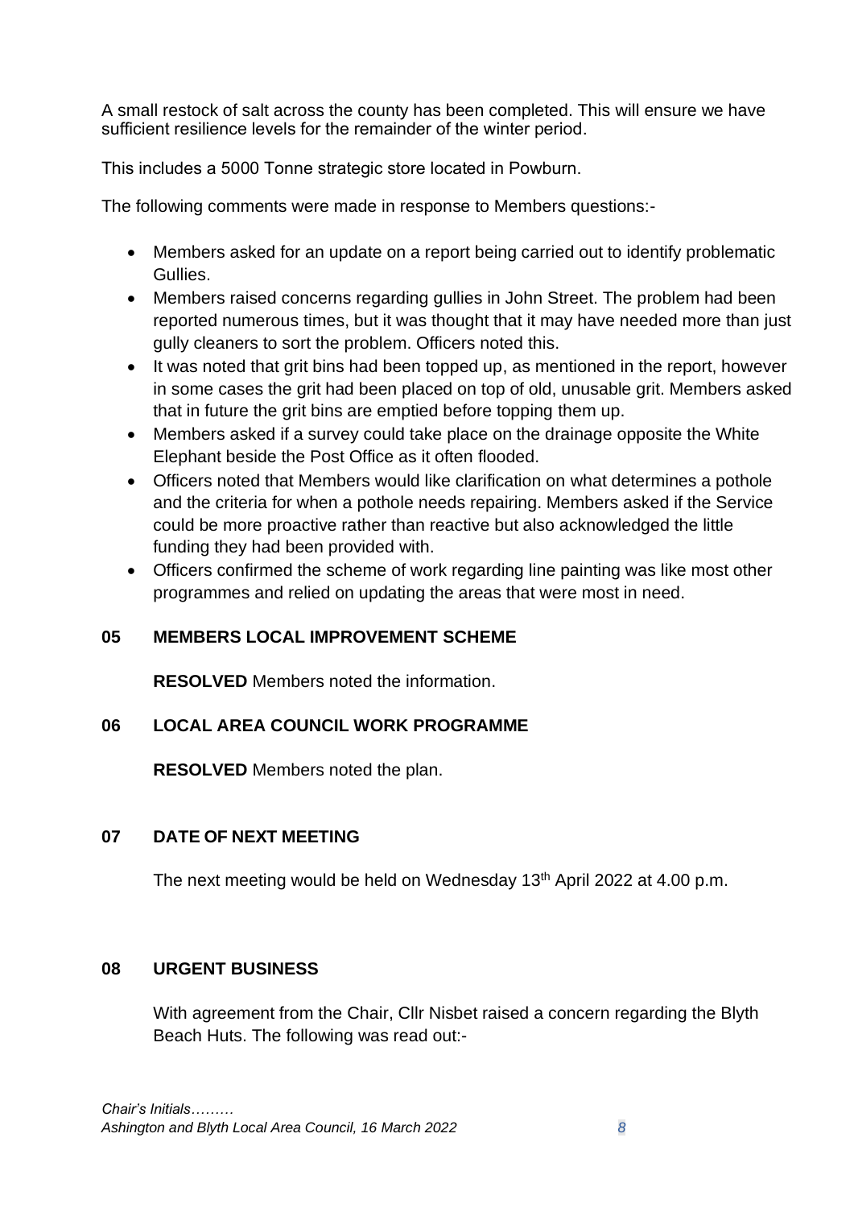A small restock of salt across the county has been completed. This will ensure we have sufficient resilience levels for the remainder of the winter period.

This includes a 5000 Tonne strategic store located in Powburn.

The following comments were made in response to Members questions:-

- Members asked for an update on a report being carried out to identify problematic Gullies.
- Members raised concerns regarding gullies in John Street. The problem had been reported numerous times, but it was thought that it may have needed more than just gully cleaners to sort the problem. Officers noted this.
- It was noted that grit bins had been topped up, as mentioned in the report, however in some cases the grit had been placed on top of old, unusable grit. Members asked that in future the grit bins are emptied before topping them up.
- Members asked if a survey could take place on the drainage opposite the White Elephant beside the Post Office as it often flooded.
- Officers noted that Members would like clarification on what determines a pothole and the criteria for when a pothole needs repairing. Members asked if the Service could be more proactive rather than reactive but also acknowledged the little funding they had been provided with.
- Officers confirmed the scheme of work regarding line painting was like most other programmes and relied on updating the areas that were most in need.

## 05 MEMBERS LOCAL IMPROVEMENT SCHEME

**RESOLVED** Members noted the information.

## 06 LOCAL AREA COUNCIL WORK PROGRAMME

**RESOLVED** Members noted the plan.

## 07 DATE OF NEXT MEETING

The next meeting would be held on Wednesday 13th April 2022 at 4.00 p.m.

## 08 URGENT BUSINESS

With agreement from the Chair, Cllr Nisbet raised a concern regarding the Blyth Beach Huts. The following was read out:-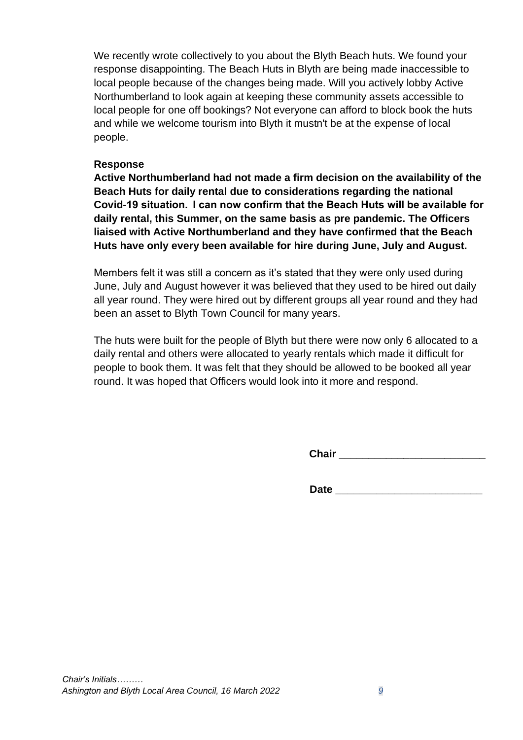We recently wrote collectively to you about the Blyth Beach huts. We found your response disappointing. The Beach Huts in Blyth are being made inaccessible to local people because of the changes being made. Will you actively lobby Active Northumberland to look again at keeping these community assets accessible to local people for one off bookings? Not everyone can afford to block book the huts and while we welcome tourism into Blyth it mustn't be at the expense of local people.

**Response**
**Active Northumberland had not made a firm decision on the availability of the Beach Huts for daily rental due to considerations regarding the national Covid-19 situation. I can now confirm that the Beach Huts will be available for daily rental, this Summer, on the same basis as pre pandemic. The Officers liaised with Active Northumberland and they have confirmed that the Beach Huts have only every been available for hire during June, July and August.**

Members felt it was still a concern as it's stated that they were only used during June, July and August however it was believed that they used to be hired out daily all year round. They were hired out by different groups all year round and they had been an asset to Blyth Town Council for many years.

The huts were built for the people of Blyth but there were now only 6 allocated to a daily rental and others were allocated to yearly rentals which made it difficult for people to book them. It was felt that they should be allowed to be booked all year round. It was hoped that Officers would look into it more and respond.

**Chair** ________________________

**Date** ________________________

*Chair's Initials………*
*Ashington and Blyth Local Area Council, 16 March 2022*